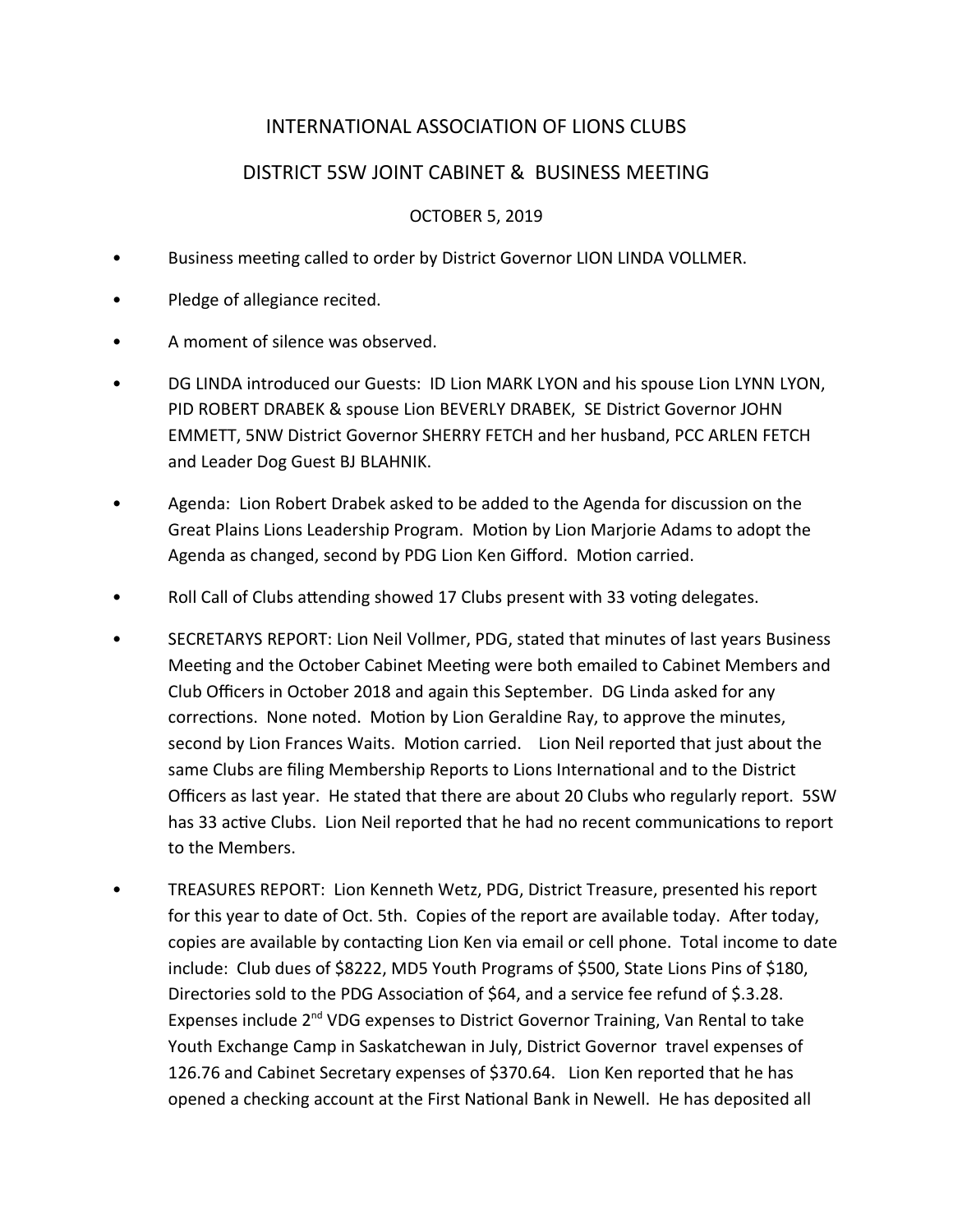# INTERNATIONAL ASSOCIATION OF LIONS CLUBS

## DISTRICT 5SW JOINT CABINET & BUSINESS MEETING

OCTOBER 5, 2019

- Business meeting called to order by District Governor LION LINDA VOLLMER.
- Pledge of allegiance recited.
- A moment of silence was observed.
- DG LINDA introduced our Guests: ID Lion MARK LYON and his spouse Lion LYNN LYON, PID ROBERT DRABEK & spouse Lion BEVERLY DRABEK, SE District Governor JOHN EMMETT, 5NW District Governor SHERRY FETCH and her husband, PCC ARLEN FETCH and Leader Dog Guest BJ BLAHNIK.
- Agenda: Lion Robert Drabek asked to be added to the Agenda for discussion on the Great Plains Lions Leadership Program. Motion by Lion Marjorie Adams to adopt the Agenda as changed, second by PDG Lion Ken Gifford. Motion carried.
- Roll Call of Clubs attending showed 17 Clubs present with 33 voting delegates.
- SECRETARYS REPORT: Lion Neil Vollmer, PDG, stated that minutes of last years Business Meeting and the October Cabinet Meeting were both emailed to Cabinet Members and Club Officers in October 2018 and again this September. DG Linda asked for any corrections. None noted. Motion by Lion Geraldine Ray, to approve the minutes, second by Lion Frances Waits. Motion carried. Lion Neil reported that just about the same Clubs are filing Membership Reports to Lions International and to the District Officers as last year. He stated that there are about 20 Clubs who regularly report. 5SW has 33 active Clubs. Lion Neil reported that he had no recent communications to report to the Members.
- TREASURES REPORT: Lion Kenneth Wetz, PDG, District Treasure, presented his report for this year to date of Oct. 5th. Copies of the report are available today. After today, copies are available by contacting Lion Ken via email or cell phone. Total income to date include: Club dues of $8222, MD5 Youth Programs of $500, State Lions Pins of $180, Directories sold to the PDG Association of $64, and a service fee refund of $.3.28. Expenses include 2nd VDG expenses to District Governor Training, Van Rental to take Youth Exchange Camp in Saskatchewan in July, District Governor travel expenses of 126.76 and Cabinet Secretary expenses of $370.64. Lion Ken reported that he has opened a checking account at the First National Bank in Newell. He has deposited all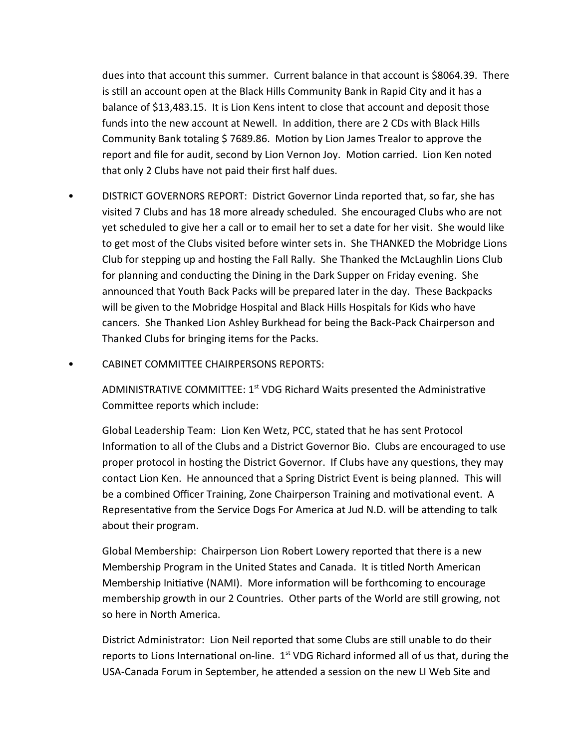dues into that account this summer. Current balance in that account is $8064.39. There is still an account open at the Black Hills Community Bank in Rapid City and it has a balance of $13,483.15. It is Lion Kens intent to close that account and deposit those funds into the new account at Newell. In addition, there are 2 CDs with Black Hills Community Bank totaling $ 7689.86. Motion by Lion James Trealor to approve the report and file for audit, second by Lion Vernon Joy. Motion carried. Lion Ken noted that only 2 Clubs have not paid their first half dues.

- DISTRICT GOVERNORS REPORT: District Governor Linda reported that, so far, she has visited 7 Clubs and has 18 more already scheduled. She encouraged Clubs who are not yet scheduled to give her a call or to email her to set a date for her visit. She would like to get most of the Clubs visited before winter sets in. She THANKED the Mobridge Lions Club for stepping up and hosting the Fall Rally. She Thanked the McLaughlin Lions Club for planning and conducting the Dining in the Dark Supper on Friday evening. She announced that Youth Back Packs will be prepared later in the day. These Backpacks will be given to the Mobridge Hospital and Black Hills Hospitals for Kids who have cancers. She Thanked Lion Ashley Burkhead for being the Back-Pack Chairperson and Thanked Clubs for bringing items for the Packs.

- CABINET COMMITTEE CHAIRPERSONS REPORTS:

  ADMINISTRATIVE COMMITTEE: 1st VDG Richard Waits presented the Administrative Committee reports which include:

  Global Leadership Team: Lion Ken Wetz, PCC, stated that he has sent Protocol Information to all of the Clubs and a District Governor Bio. Clubs are encouraged to use proper protocol in hosting the District Governor. If Clubs have any questions, they may contact Lion Ken. He announced that a Spring District Event is being planned. This will be a combined Officer Training, Zone Chairperson Training and motivational event. A Representative from the Service Dogs For America at Jud N.D. will be attending to talk about their program.

  Global Membership: Chairperson Lion Robert Lowery reported that there is a new Membership Program in the United States and Canada. It is titled North American Membership Initiative (NAMI). More information will be forthcoming to encourage membership growth in our 2 Countries. Other parts of the World are still growing, not so here in North America.

  District Administrator: Lion Neil reported that some Clubs are still unable to do their reports to Lions International on-line. 1st VDG Richard informed all of us that, during the USA-Canada Forum in September, he attended a session on the new LI Web Site and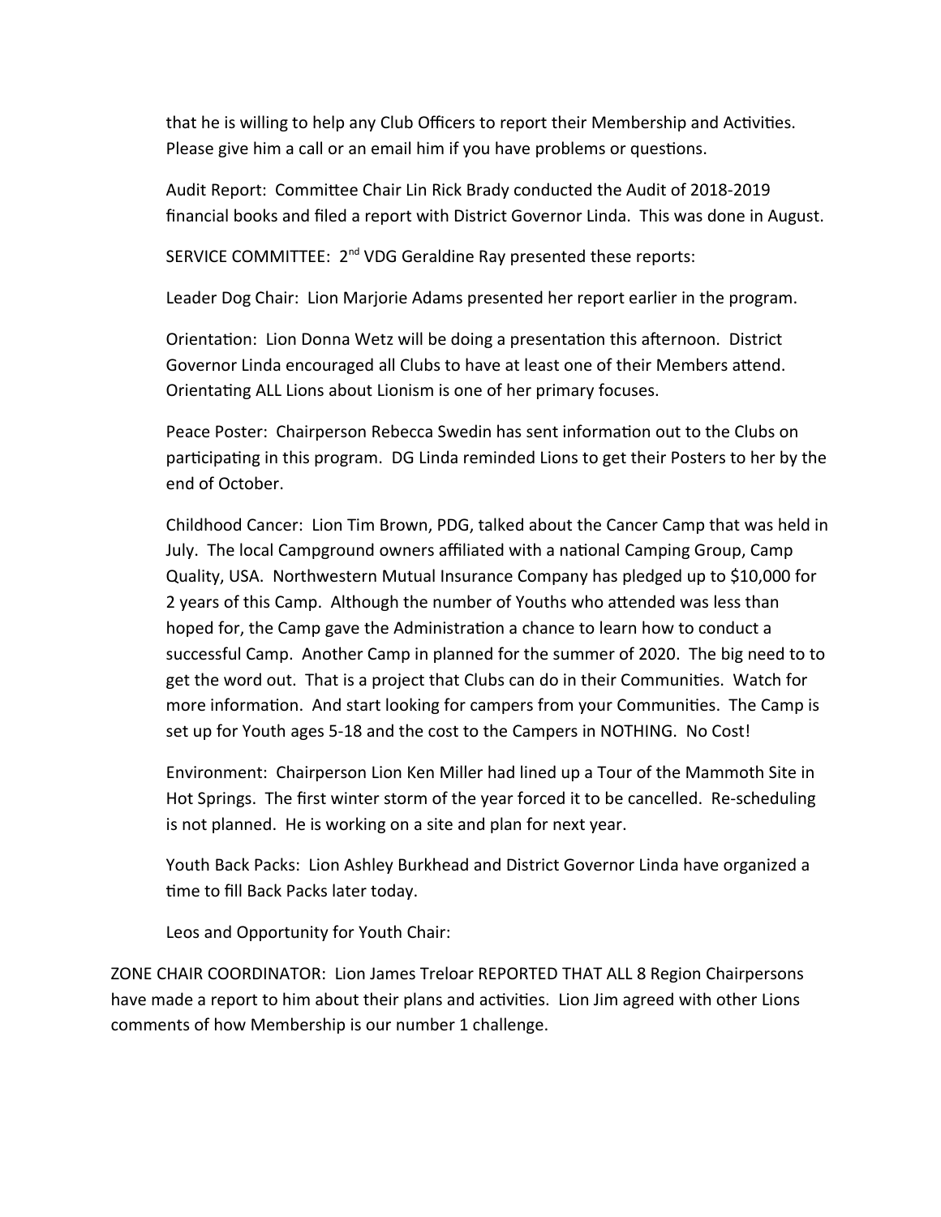that he is willing to help any Club Officers to report their Membership and Activities. Please give him a call or an email him if you have problems or questions.

Audit Report: Committee Chair Lin Rick Brady conducted the Audit of 2018-2019 financial books and filed a report with District Governor Linda. This was done in August.

SERVICE COMMITTEE: 2nd VDG Geraldine Ray presented these reports:

Leader Dog Chair: Lion Marjorie Adams presented her report earlier in the program.

Orientation: Lion Donna Wetz will be doing a presentation this afternoon. District Governor Linda encouraged all Clubs to have at least one of their Members attend. Orientating ALL Lions about Lionism is one of her primary focuses.

Peace Poster: Chairperson Rebecca Swedin has sent information out to the Clubs on participating in this program. DG Linda reminded Lions to get their Posters to her by the end of October.

Childhood Cancer: Lion Tim Brown, PDG, talked about the Cancer Camp that was held in July. The local Campground owners affiliated with a national Camping Group, Camp Quality, USA. Northwestern Mutual Insurance Company has pledged up to $10,000 for 2 years of this Camp. Although the number of Youths who attended was less than hoped for, the Camp gave the Administration a chance to learn how to conduct a successful Camp. Another Camp in planned for the summer of 2020. The big need to to get the word out. That is a project that Clubs can do in their Communities. Watch for more information. And start looking for campers from your Communities. The Camp is set up for Youth ages 5-18 and the cost to the Campers in NOTHING. No Cost!

Environment: Chairperson Lion Ken Miller had lined up a Tour of the Mammoth Site in Hot Springs. The first winter storm of the year forced it to be cancelled. Re-scheduling is not planned. He is working on a site and plan for next year.

Youth Back Packs: Lion Ashley Burkhead and District Governor Linda have organized a time to fill Back Packs later today.

Leos and Opportunity for Youth Chair:

ZONE CHAIR COORDINATOR: Lion James Treloar REPORTED THAT ALL 8 Region Chairpersons have made a report to him about their plans and activities. Lion Jim agreed with other Lions comments of how Membership is our number 1 challenge.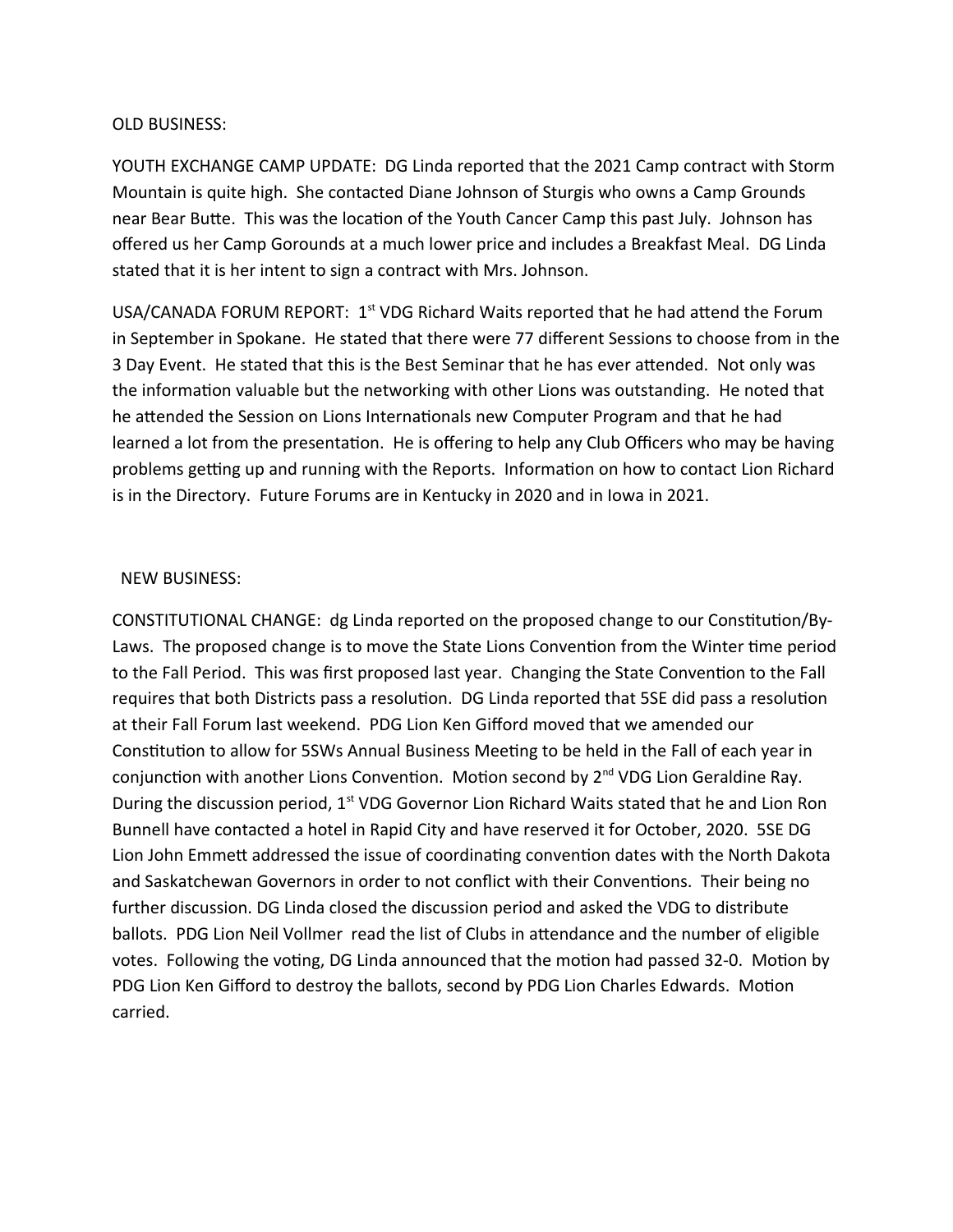OLD BUSINESS:

YOUTH EXCHANGE CAMP UPDATE: DG Linda reported that the 2021 Camp contract with Storm Mountain is quite high. She contacted Diane Johnson of Sturgis who owns a Camp Grounds near Bear Butte. This was the location of the Youth Cancer Camp this past July. Johnson has offered us her Camp Gorounds at a much lower price and includes a Breakfast Meal. DG Linda stated that it is her intent to sign a contract with Mrs. Johnson.

USA/CANADA FORUM REPORT: 1st VDG Richard Waits reported that he had attend the Forum in September in Spokane. He stated that there were 77 different Sessions to choose from in the 3 Day Event. He stated that this is the Best Seminar that he has ever attended. Not only was the information valuable but the networking with other Lions was outstanding. He noted that he attended the Session on Lions Internationals new Computer Program and that he had learned a lot from the presentation. He is offering to help any Club Officers who may be having problems getting up and running with the Reports. Information on how to contact Lion Richard is in the Directory. Future Forums are in Kentucky in 2020 and in Iowa in 2021.

NEW BUSINESS:

CONSTITUTIONAL CHANGE: dg Linda reported on the proposed change to our Constitution/By-Laws. The proposed change is to move the State Lions Convention from the Winter time period to the Fall Period. This was first proposed last year. Changing the State Convention to the Fall requires that both Districts pass a resolution. DG Linda reported that 5SE did pass a resolution at their Fall Forum last weekend. PDG Lion Ken Gifford moved that we amended our Constitution to allow for 5SWs Annual Business Meeting to be held in the Fall of each year in conjunction with another Lions Convention. Motion second by 2nd VDG Lion Geraldine Ray. During the discussion period, 1st VDG Governor Lion Richard Waits stated that he and Lion Ron Bunnell have contacted a hotel in Rapid City and have reserved it for October, 2020. 5SE DG Lion John Emmett addressed the issue of coordinating convention dates with the North Dakota and Saskatchewan Governors in order to not conflict with their Conventions. Their being no further discussion. DG Linda closed the discussion period and asked the VDG to distribute ballots. PDG Lion Neil Vollmer read the list of Clubs in attendance and the number of eligible votes. Following the voting, DG Linda announced that the motion had passed 32-0. Motion by PDG Lion Ken Gifford to destroy the ballots, second by PDG Lion Charles Edwards. Motion carried.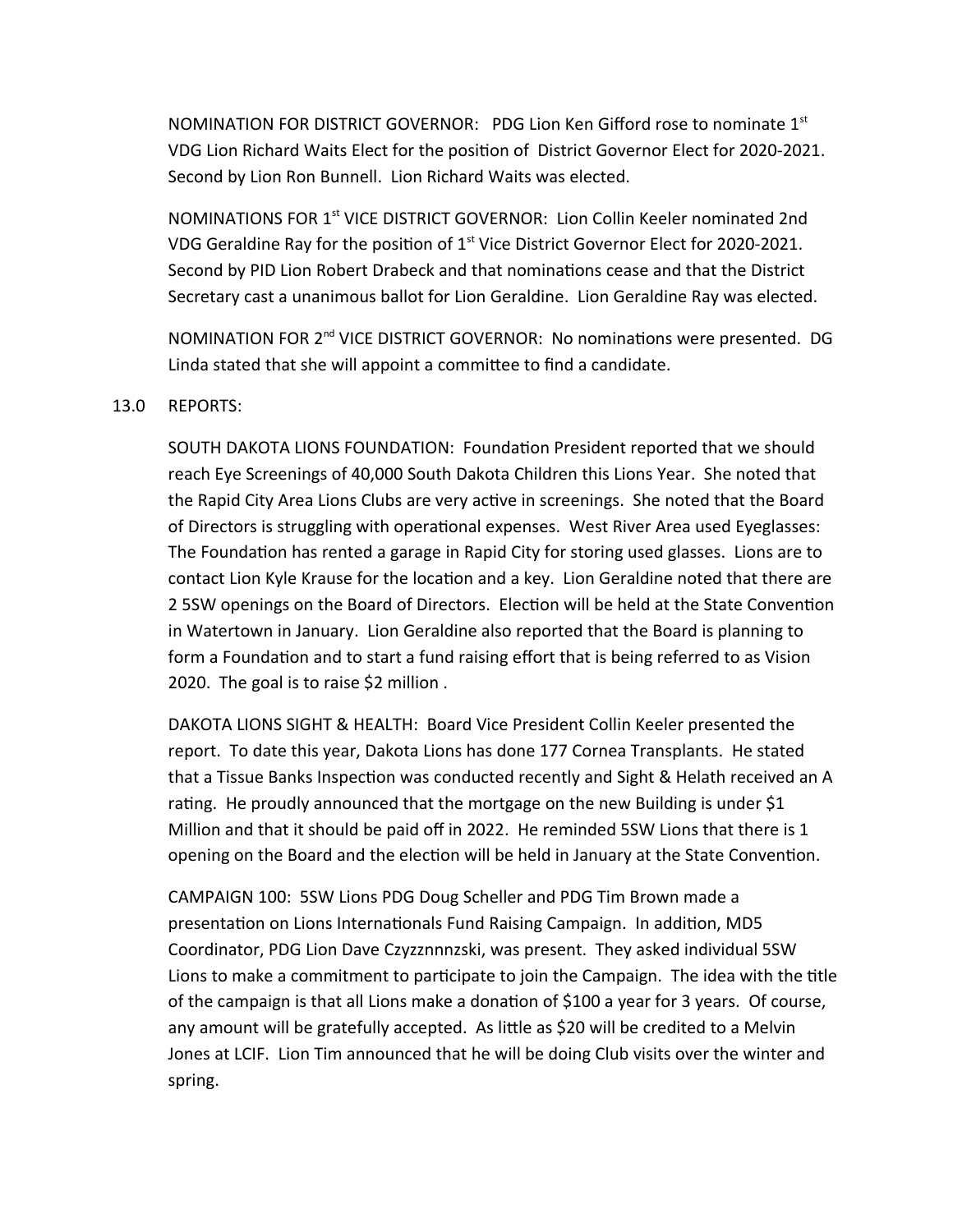NOMINATION FOR DISTRICT GOVERNOR: PDG Lion Ken Gifford rose to nominate 1st VDG Lion Richard Waits Elect for the position of District Governor Elect for 2020-2021. Second by Lion Ron Bunnell. Lion Richard Waits was elected.

NOMINATIONS FOR 1st VICE DISTRICT GOVERNOR: Lion Collin Keeler nominated 2nd VDG Geraldine Ray for the position of 1st Vice District Governor Elect for 2020-2021. Second by PID Lion Robert Drabeck and that nominations cease and that the District Secretary cast a unanimous ballot for Lion Geraldine. Lion Geraldine Ray was elected.

NOMINATION FOR 2nd VICE DISTRICT GOVERNOR: No nominations were presented. DG Linda stated that she will appoint a committee to find a candidate.

13.0 REPORTS:

SOUTH DAKOTA LIONS FOUNDATION: Foundation President reported that we should reach Eye Screenings of 40,000 South Dakota Children this Lions Year. She noted that the Rapid City Area Lions Clubs are very active in screenings. She noted that the Board of Directors is struggling with operational expenses. West River Area used Eyeglasses: The Foundation has rented a garage in Rapid City for storing used glasses. Lions are to contact Lion Kyle Krause for the location and a key. Lion Geraldine noted that there are 2 5SW openings on the Board of Directors. Election will be held at the State Convention in Watertown in January. Lion Geraldine also reported that the Board is planning to form a Foundation and to start a fund raising effort that is being referred to as Vision 2020. The goal is to raise $2 million .

DAKOTA LIONS SIGHT & HEALTH: Board Vice President Collin Keeler presented the report. To date this year, Dakota Lions has done 177 Cornea Transplants. He stated that a Tissue Banks Inspection was conducted recently and Sight & Helath received an A rating. He proudly announced that the mortgage on the new Building is under $1 Million and that it should be paid off in 2022. He reminded 5SW Lions that there is 1 opening on the Board and the election will be held in January at the State Convention.

CAMPAIGN 100: 5SW Lions PDG Doug Scheller and PDG Tim Brown made a presentation on Lions Internationals Fund Raising Campaign. In addition, MD5 Coordinator, PDG Lion Dave Czyzznnnzski, was present. They asked individual 5SW Lions to make a commitment to participate to join the Campaign. The idea with the title of the campaign is that all Lions make a donation of $100 a year for 3 years. Of course, any amount will be gratefully accepted. As little as $20 will be credited to a Melvin Jones at LCIF. Lion Tim announced that he will be doing Club visits over the winter and spring.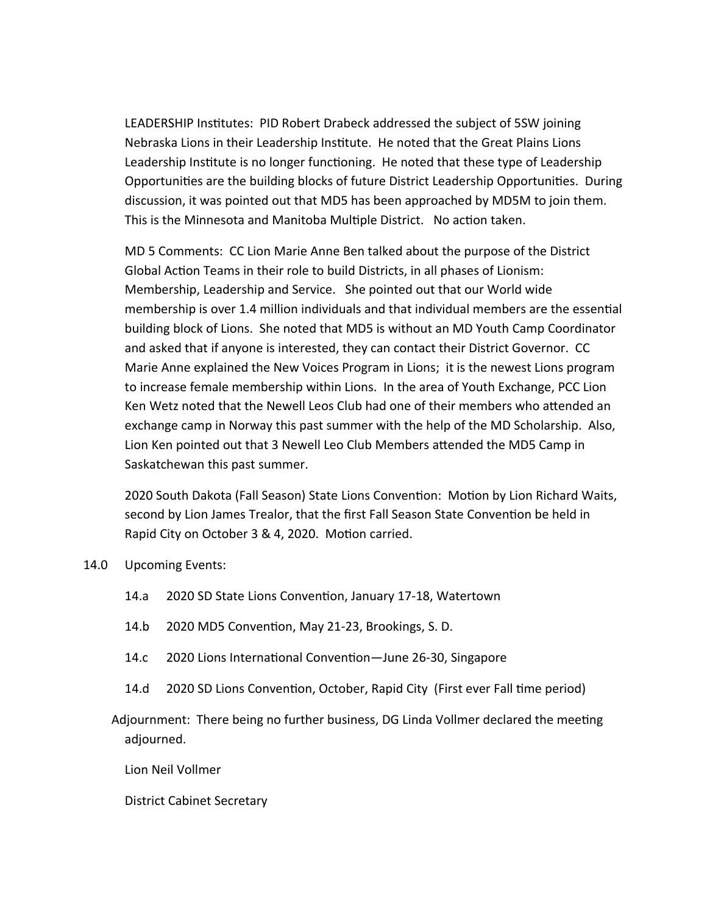LEADERSHIP Institutes: PID Robert Drabeck addressed the subject of 5SW joining Nebraska Lions in their Leadership Institute. He noted that the Great Plains Lions Leadership Institute is no longer functioning. He noted that these type of Leadership Opportunities are the building blocks of future District Leadership Opportunities. During discussion, it was pointed out that MD5 has been approached by MD5M to join them. This is the Minnesota and Manitoba Multiple District. No action taken.

MD 5 Comments: CC Lion Marie Anne Ben talked about the purpose of the District Global Action Teams in their role to build Districts, in all phases of Lionism: Membership, Leadership and Service. She pointed out that our World wide membership is over 1.4 million individuals and that individual members are the essential building block of Lions. She noted that MD5 is without an MD Youth Camp Coordinator and asked that if anyone is interested, they can contact their District Governor. CC Marie Anne explained the New Voices Program in Lions; it is the newest Lions program to increase female membership within Lions. In the area of Youth Exchange, PCC Lion Ken Wetz noted that the Newell Leos Club had one of their members who attended an exchange camp in Norway this past summer with the help of the MD Scholarship. Also, Lion Ken pointed out that 3 Newell Leo Club Members attended the MD5 Camp in Saskatchewan this past summer.

2020 South Dakota (Fall Season) State Lions Convention: Motion by Lion Richard Waits, second by Lion James Trealor, that the first Fall Season State Convention be held in Rapid City on October 3 & 4, 2020. Motion carried.

14.0 Upcoming Events:

- 14.a 2020 SD State Lions Convention, January 17-18, Watertown
- 14.b 2020 MD5 Convention, May 21-23, Brookings, S. D.
- 14.c 2020 Lions International Convention—June 26-30, Singapore
- 14.d 2020 SD Lions Convention, October, Rapid City (First ever Fall time period)

Adjournment: There being no further business, DG Linda Vollmer declared the meeting adjourned.

Lion Neil Vollmer

District Cabinet Secretary